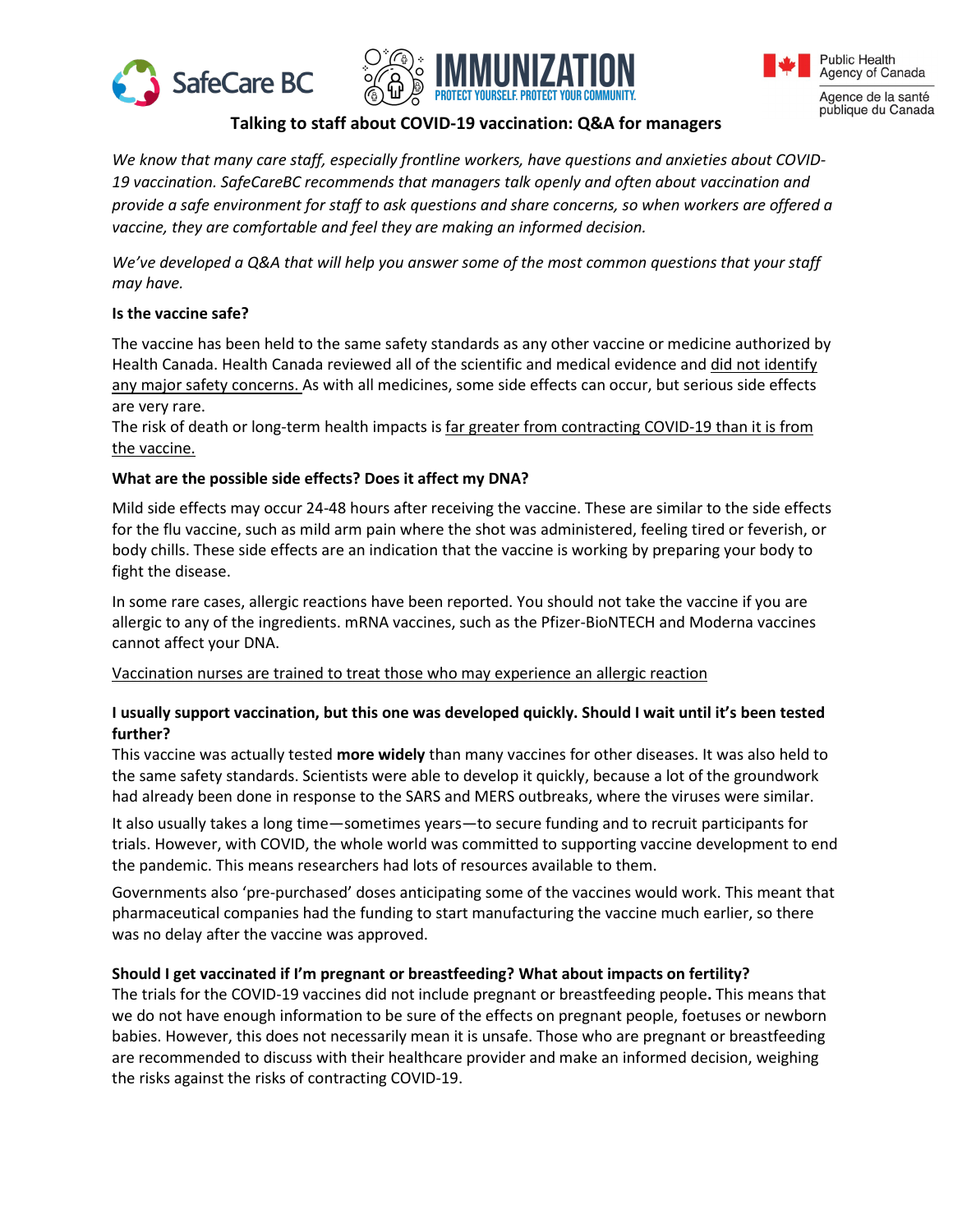# Talking to staff about COVID-19 vaccination: Q&A for managers

*We know that many care staff, especially frontline workers, have questions and anxieties about COVID-19 vaccination. SafeCareBC recommends that managers talk openly and often about vaccination and provide a safe environment for staff to ask questions and share concerns, so when workers are offered a vaccine, they are comfortable and feel they are making an informed decision.*

*We've developed a Q&A that will help you answer some of the most common questions that your staff may have.*

**Is the vaccine safe?**

The vaccine has been held to the same safety standards as any other vaccine or medicine authorized by Health Canada. Health Canada reviewed all of the scientific and medical evidence and did not identify any major safety concerns. As with all medicines, some side effects can occur, but serious side effects are very rare.

The risk of death or long-term health impacts is far greater from contracting COVID-19 than it is from the vaccine.

**What are the possible side effects? Does it affect my DNA?**

Mild side effects may occur 24-48 hours after receiving the vaccine. These are similar to the side effects for the flu vaccine, such as mild arm pain where the shot was administered, feeling tired or feverish, or body chills. These side effects are an indication that the vaccine is working by preparing your body to fight the disease.

In some rare cases, allergic reactions have been reported. You should not take the vaccine if you are allergic to any of the ingredients. mRNA vaccines, such as the Pfizer-BioNTECH and Moderna vaccines cannot affect your DNA.

Vaccination nurses are trained to treat those who may experience an allergic reaction

**I usually support vaccination, but this one was developed quickly. Should I wait until it's been tested further?**

This vaccine was actually tested **more widely** than many vaccines for other diseases. It was also held to the same safety standards. Scientists were able to develop it quickly, because a lot of the groundwork had already been done in response to the SARS and MERS outbreaks, where the viruses were similar.

It also usually takes a long time—sometimes years—to secure funding and to recruit participants for trials. However, with COVID, the whole world was committed to supporting vaccine development to end the pandemic. This means researchers had lots of resources available to them.

Governments also 'pre-purchased' doses anticipating some of the vaccines would work. This meant that pharmaceutical companies had the funding to start manufacturing the vaccine much earlier, so there was no delay after the vaccine was approved.

**Should I get vaccinated if I'm pregnant or breastfeeding? What about impacts on fertility?**

The trials for the COVID-19 vaccines did not include pregnant or breastfeeding people**.** This means that we do not have enough information to be sure of the effects on pregnant people, foetuses or newborn babies. However, this does not necessarily mean it is unsafe. Those who are pregnant or breastfeeding are recommended to discuss with their healthcare provider and make an informed decision, weighing the risks against the risks of contracting COVID-19.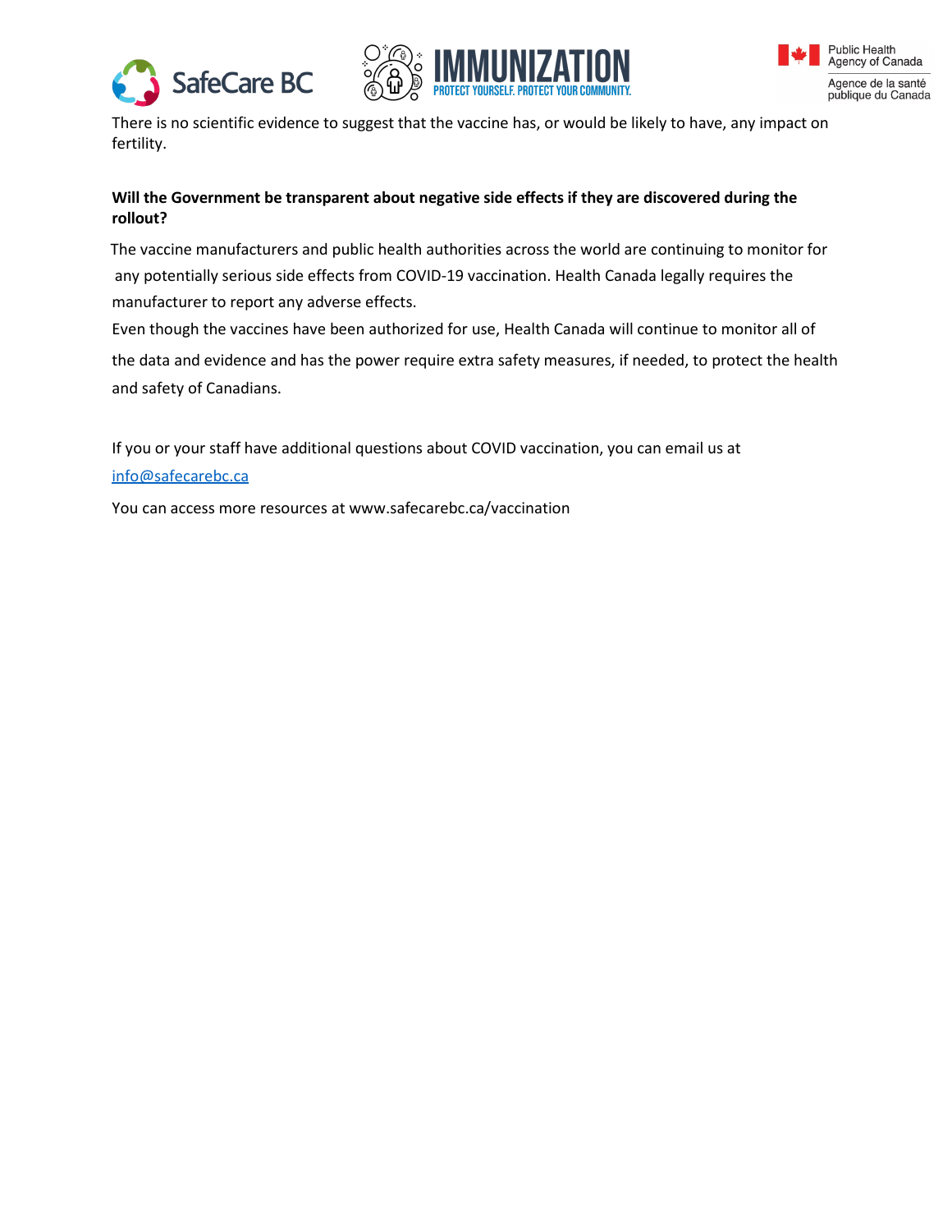There is no scientific evidence to suggest that the vaccine has, or would be likely to have, any impact on fertility.

**Will the Government be transparent about negative side effects if they are discovered during the rollout?**

The vaccine manufacturers and public health authorities across the world are continuing to monitor for any potentially serious side effects from COVID-19 vaccination. Health Canada legally requires the manufacturer to report any adverse effects.

Even though the vaccines have been authorized for use, Health Canada will continue to monitor all of the data and evidence and has the power require extra safety measures, if needed, to protect the health and safety of Canadians.

If you or your staff have additional questions about COVID vaccination, you can email us at info@safecarebc.ca

You can access more resources at www.safecarebc.ca/vaccination